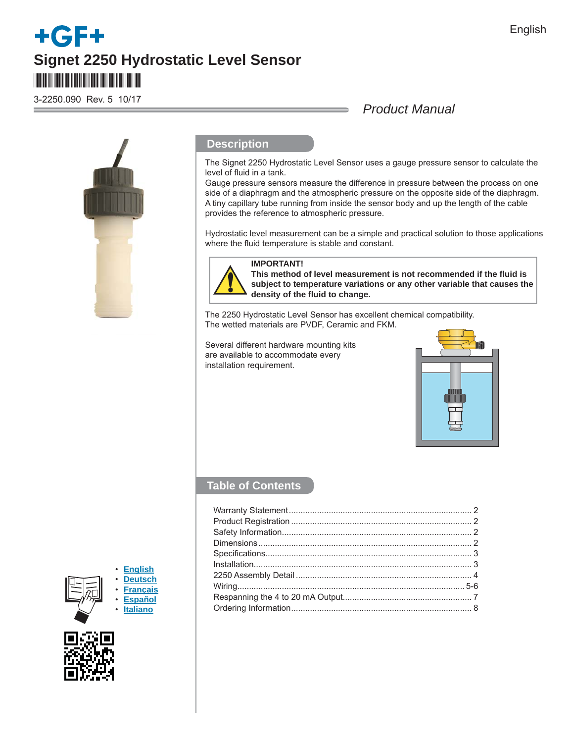# +GF+

English

## Signet 2250 Hydrostatic Level Sensor

3-2250.090 Rev. 5 10/17

*Product Manual*

## Description

The Signet 2250 Hydrostatic Level Sensor uses a gauge pressure sensor to calculate the level of fluid in a tank.
Gauge pressure sensors measure the difference in pressure between the process on one side of a diaphragm and the atmospheric pressure on the opposite side of the diaphragm. A tiny capillary tube running from inside the sensor body and up the length of the cable provides the reference to atmospheric pressure.

Hydrostatic level measurement can be a simple and practical solution to those applications where the fluid temperature is stable and constant.

**IMPORTANT!**
**This method of level measurement is not recommended if the fluid is subject to temperature variations or any other variable that causes the density of the fluid to change.**

The 2250 Hydrostatic Level Sensor has excellent chemical compatibility.
The wetted materials are PVDF, Ceramic and FKM.

Several different hardware mounting kits are available to accommodate every installation requirement.

## Table of Contents

| | |
|---|---|
| Warranty Statement | 2 |
| Product Registration | 2 |
| Safety Information | 2 |
| Dimensions | 2 |
| Specifications | 3 |
| Installation | 3 |
| 2250 Assembly Detail | 4 |
| Wiring | 5-6 |
| Respanning the 4 to 20 mA Output | 7 |
| Ordering Information | 8 |

- English
- Deutsch
- Français
- Español
- Italiano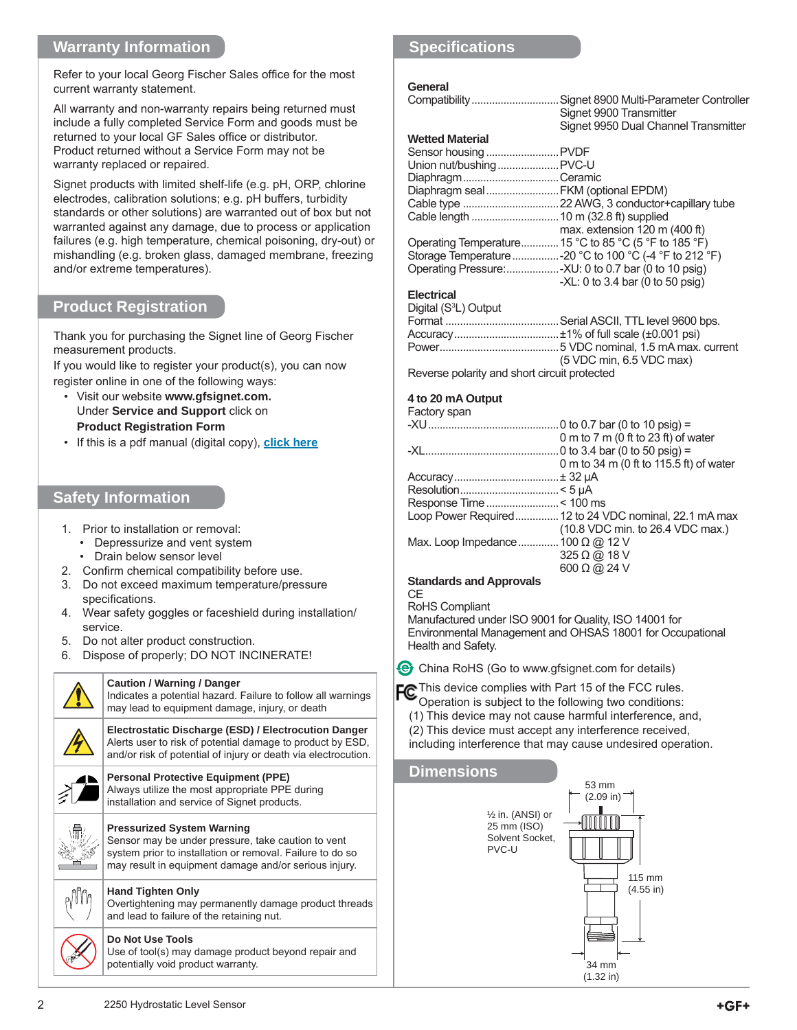## Warranty Information

Refer to your local Georg Fischer Sales office for the most current warranty statement.

All warranty and non-warranty repairs being returned must include a fully completed Service Form and goods must be returned to your local GF Sales office or distributor. Product returned without a Service Form may not be warranty replaced or repaired.

Signet products with limited shelf-life (e.g. pH, ORP, chlorine electrodes, calibration solutions; e.g. pH buffers, turbidity standards or other solutions) are warranted out of box but not warranted against any damage, due to process or application failures (e.g. high temperature, chemical poisoning, dry-out) or mishandling (e.g. broken glass, damaged membrane, freezing and/or extreme temperatures).

## Product Registration

Thank you for purchasing the Signet line of Georg Fischer measurement products.
If you would like to register your product(s), you can now register online in one of the following ways:

- Visit our website **www.gfsignet.com.** Under **Service and Support** click on **Product Registration Form**
- If this is a pdf manual (digital copy), click here

## Safety Information

1. Prior to installation or removal:
   - Depressurize and vent system
   - Drain below sensor level
2. Confirm chemical compatibility before use.
3. Do not exceed maximum temperature/pressure specifications.
4. Wear safety goggles or faceshield during installation/service.
5. Do not alter product construction.
6. Dispose of properly; DO NOT INCINERATE!

| | |
|---|---|
| | **Caution / Warning / Danger** Indicates a potential hazard. Failure to follow all warnings may lead to equipment damage, injury, or death |
| | **Electrostatic Discharge (ESD) / Electrocution Danger** Alerts user to risk of potential damage to product by ESD, and/or risk of potential of injury or death via electrocution. |
| | **Personal Protective Equipment (PPE)** Always utilize the most appropriate PPE during installation and service of Signet products. |
| | **Pressurized System Warning** Sensor may be under pressure, take caution to vent system prior to installation or removal. Failure to do so may result in equipment damage and/or serious injury. |
| | **Hand Tighten Only** Overtightening may permanently damage product threads and lead to failure of the retaining nut. |
| | **Do Not Use Tools** Use of tool(s) may damage product beyond repair and potentially void product warranty. |

## Specifications

**General**
Compatibility ............ Signet 8900 Multi-Parameter Controller
Signet 9900 Transmitter
Signet 9950 Dual Channel Transmitter

**Wetted Material**
Sensor housing ............ PVDF
Union nut/bushing ............ PVC-U
Diaphragm ............ Ceramic
Diaphragm seal ............ FKM (optional EPDM)
Cable type ............ 22 AWG, 3 conductor+capillary tube
Cable length ............ 10 m (32.8 ft) supplied
max. extension 120 m (400 ft)
Operating Temperature............ 15 °C to 85 °C (5 °F to 185 °F)
Storage Temperature ............ -20 °C to 100 °C (-4 °F to 212 °F)
Operating Pressure: ............ -XU: 0 to 0.7 bar (0 to 10 psig)
-XL: 0 to 3.4 bar (0 to 50 psig)

**Electrical**
Digital (S³L) Output
Format ............ Serial ASCII, TTL level 9600 bps.
Accuracy ............ ±1% of full scale (±0.001 psi)
Power ............ 5 VDC nominal, 1.5 mA max. current
(5 VDC min, 6.5 VDC max)
Reverse polarity and short circuit protected

**4 to 20 mA Output**
Factory span
-XU ............ 0 to 0.7 bar (0 to 10 psig) =
0 m to 7 m (0 ft to 23 ft) of water
-XL ............ 0 to 3.4 bar (0 to 50 psig) =
0 m to 34 m (0 ft to 115.5 ft) of water
Accuracy ............ ± 32 µA
Resolution ............ < 5 µA
Response Time ............ < 100 ms
Loop Power Required ............ 12 to 24 VDC nominal, 22.1 mA max
(10.8 VDC min. to 26.4 VDC max.)
Max. Loop Impedance ............ 100 Ω @ 12 V
325 Ω @ 18 V
600 Ω @ 24 V

**Standards and Approvals**
CE
RoHS Compliant
Manufactured under ISO 9001 for Quality, ISO 14001 for Environmental Management and OHSAS 18001 for Occupational Health and Safety.

China RoHS (Go to www.gfsignet.com for details)

This device complies with Part 15 of the FCC rules. Operation is subject to the following two conditions:
(1) This device may not cause harmful interference, and,
(2) This device must accept any interference received, including interference that may cause undesired operation.

## Dimensions

½ in. (ANSI) or 25 mm (ISO) Solvent Socket, PVC-U

53 mm (2.09 in)

115 mm (4.55 in)

34 mm (1.32 in)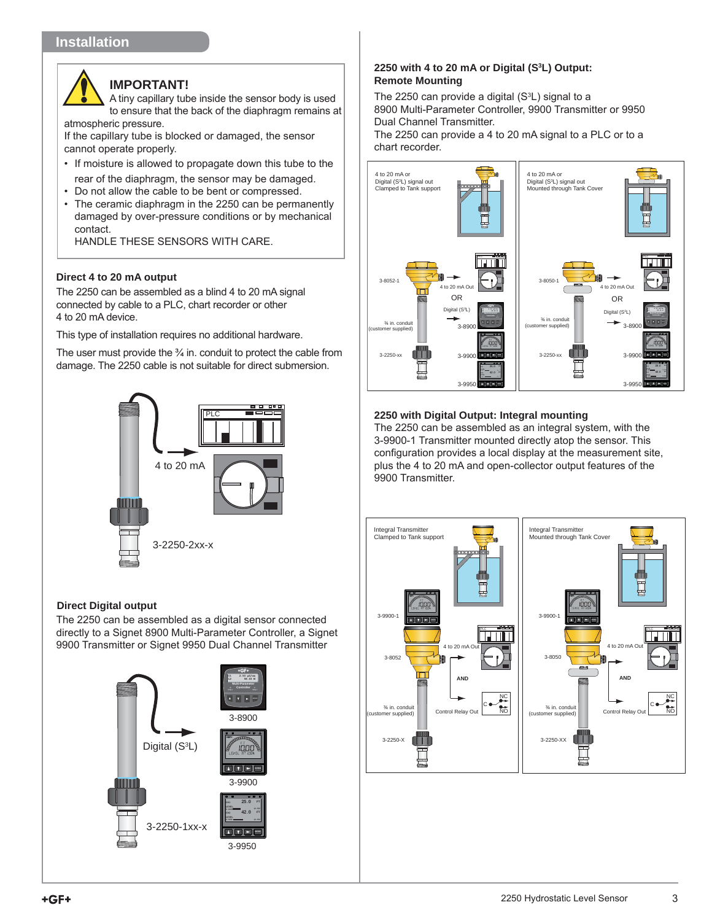## Installation

**IMPORTANT!**

A tiny capillary tube inside the sensor body is used to ensure that the back of the diaphragm remains at atmospheric pressure.

If the capillary tube is blocked or damaged, the sensor cannot operate properly.

- If moisture is allowed to propagate down this tube to the rear of the diaphragm, the sensor may be damaged.
- Do not allow the cable to be bent or compressed.
- The ceramic diaphragm in the 2250 can be permanently damaged by over-pressure conditions or by mechanical contact.
  HANDLE THESE SENSORS WITH CARE.

### Direct 4 to 20 mA output

The 2250 can be assembled as a blind 4 to 20 mA signal connected by cable to a PLC, chart recorder or other 4 to 20 mA device.

This type of installation requires no additional hardware.

The user must provide the ¾ in. conduit to protect the cable from damage. The 2250 cable is not suitable for direct submersion.

PLC

4 to 20 mA

3-2250-2xx-x

### Direct Digital output

The 2250 can be assembled as a digital sensor connected directly to a Signet 8900 Multi-Parameter Controller, a Signet 9900 Transmitter or Signet 9950 Dual Channel Transmitter

Digital (S³L)

3-8900

3-9900

3-9950

3-2250-1xx-x

### 2250 with 4 to 20 mA or Digital (S³L) Output: Remote Mounting

The 2250 can provide a digital (S³L) signal to a 8900 Multi-Parameter Controller, 9900 Transmitter or 9950 Dual Channel Transmitter.

The 2250 can provide a 4 to 20 mA signal to a PLC or to a chart recorder.

4 to 20 mA or Digital (S³L) signal out Clamped to Tank support

3-8052-1 | 4 to 20 mA Out | OR | Digital (S³L) | 3-8900 | ¾ in. conduit (customer supplied) | 3-2250-xx | 3-9900 | 3-9950

4 to 20 mA or Digital (S³L) signal out Mounted through Tank Cover

3-8050-1 | 4 to 20 mA Out | OR | Digital (S³L) | 3-8900 | ¾ in. conduit (customer supplied) | 3-2250-xx | 3-9900 | 3-9950

### 2250 with Digital Output: Integral mounting

The 2250 can be assembled as an integral system, with the 3-9900-1 Transmitter mounted directly atop the sensor. This configuration provides a local display at the measurement site, plus the 4 to 20 mA and open-collector output features of the 9900 Transmitter.

Integral Transmitter Clamped to Tank support

3-9900-1 | 3-8052 | 4 to 20 mA Out | AND | Control Relay Out | ¾ in. conduit (customer supplied) | 3-2250-X

Integral Transmitter Mounted through Tank Cover

3-9900-1 | 3-8050 | 4 to 20 mA Out | AND | Control Relay Out | ¾ in. conduit (customer supplied) | 3-2250-XX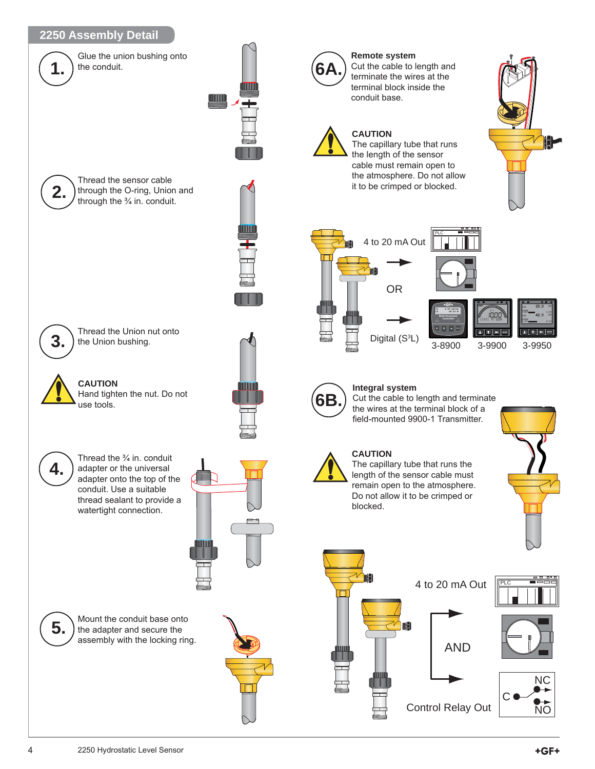## 2250 Assembly Detail

**1.** Glue the union bushing onto the conduit.

**2.** Thread the sensor cable through the O-ring, Union and through the ¾ in. conduit.

**3.** Thread the Union nut onto the Union bushing.

**CAUTION**
Hand tighten the nut. Do not use tools.

**4.** Thread the ¾ in. conduit adapter or the universal adapter onto the top of the conduit. Use a suitable thread sealant to provide a watertight connection.

**5.** Mount the conduit base onto the adapter and secure the assembly with the locking ring.

**6A.** **Remote system**
Cut the cable to length and terminate the wires at the terminal block inside the conduit base.

**CAUTION**
The capillary tube that runs the length of the sensor cable must remain open to the atmosphere. Do not allow it to be crimped or blocked.

4 to 20 mA Out

OR

Digital ($S^3L$)

3-8900 3-9900 3-9950

**6B.** **Integral system**
Cut the cable to length and terminate the wires at the terminal block of a field-mounted 9900-1 Transmitter.

**CAUTION**
The capillary tube that runs the length of the sensor cable must remain open to the atmosphere. Do not allow it to be crimped or blocked.

4 to 20 mA Out

AND

Control Relay Out

2250 Hydrostatic Level Sensor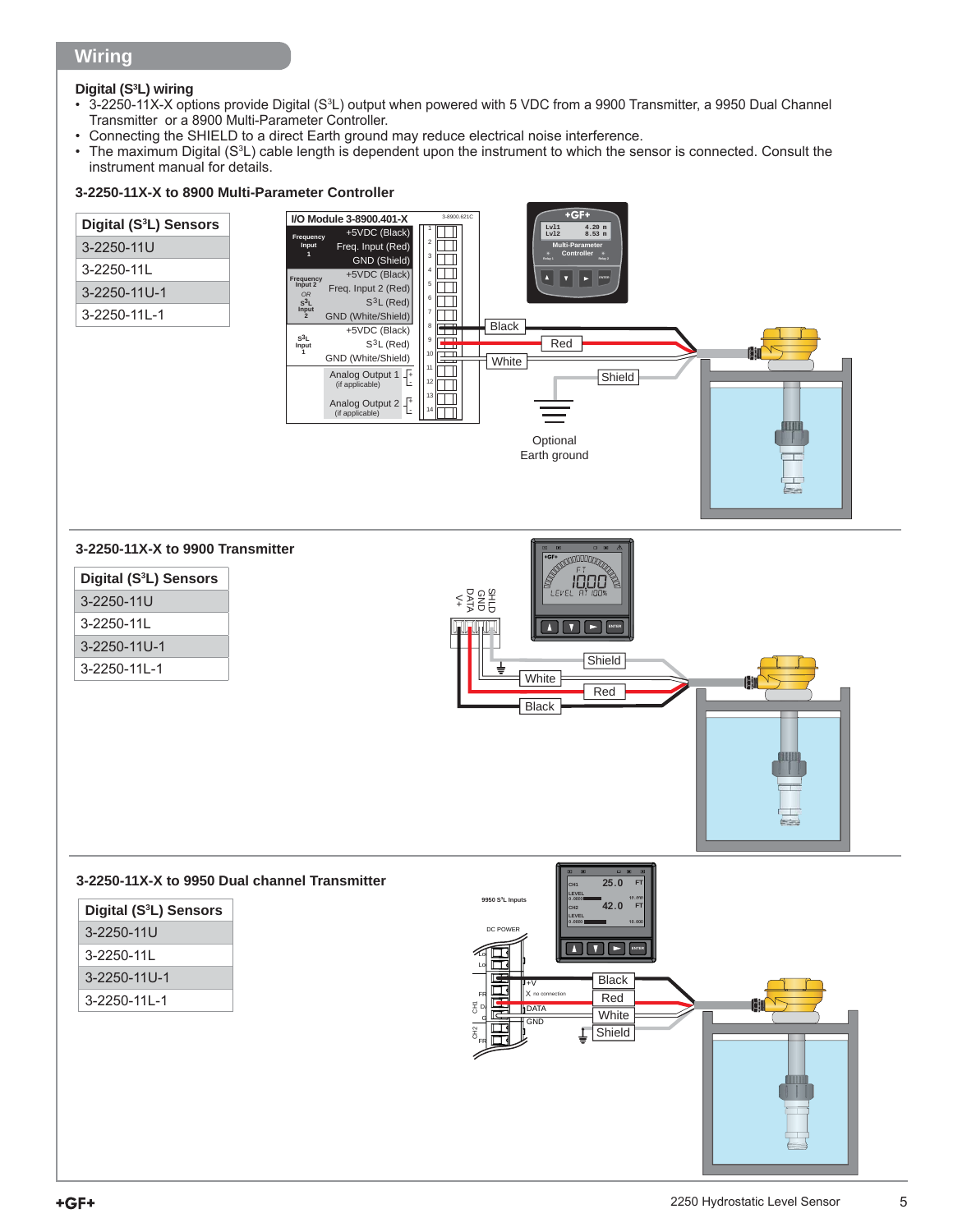## Wiring

**Digital (S³L) wiring**

- 3-2250-11X-X options provide Digital (S³L) output when powered with 5 VDC from a 9900 Transmitter, a 9950 Dual Channel Transmitter or a 8900 Multi-Parameter Controller.
- Connecting the SHIELD to a direct Earth ground may reduce electrical noise interference.
- The maximum Digital (S³L) cable length is dependent upon the instrument to which the sensor is connected. Consult the instrument manual for details.

**3-2250-11X-X to 8900 Multi-Parameter Controller**

| Digital (S³L) Sensors |
|---|
| 3-2250-11U |
| 3-2250-11L |
| 3-2250-11U-1 |
| 3-2250-11L-1 |

I/O Module 3-8900.401-X

| Input | Terminal | Wire |
|---|---|---|
| Frequency Input 1 | 1 | +5VDC (Black) |
| | 2 | Freq. Input (Red) |
| | 3 | GND (Shield) |
| Frequency Input 2 OR S³L Input 2 | 4 | +5VDC (Black) |
| | 5 | Freq. Input 2 (Red) |
| | 6 | S³L (Red) |
| | 7 | GND (White/Shield) |
| S³L Input 1 | 8 | +5VDC (Black) |
| | 9 | S³L (Red) |
| | 10 | GND (White/Shield) |
| Analog Output 1 (if applicable) | 11, 12 | |
| Analog Output 2 (if applicable) | 13, 14 | |

Black, Red, White, Shield

Optional Earth ground

**3-2250-11X-X to 9900 Transmitter**

| Digital (S³L) Sensors |
|---|
| 3-2250-11U |
| 3-2250-11L |
| 3-2250-11U-1 |
| 3-2250-11L-1 |

V+, DATA, GND, SHLD

Shield, White, Red, Black

**3-2250-11X-X to 9950 Dual channel Transmitter**

| Digital (S³L) Sensors |
|---|
| 3-2250-11U |
| 3-2250-11L |
| 3-2250-11U-1 |
| 3-2250-11L-1 |

9950 S³L Inputs

DC POWER

+V — Black

X no connection — Red

DATA — White

GND — Shield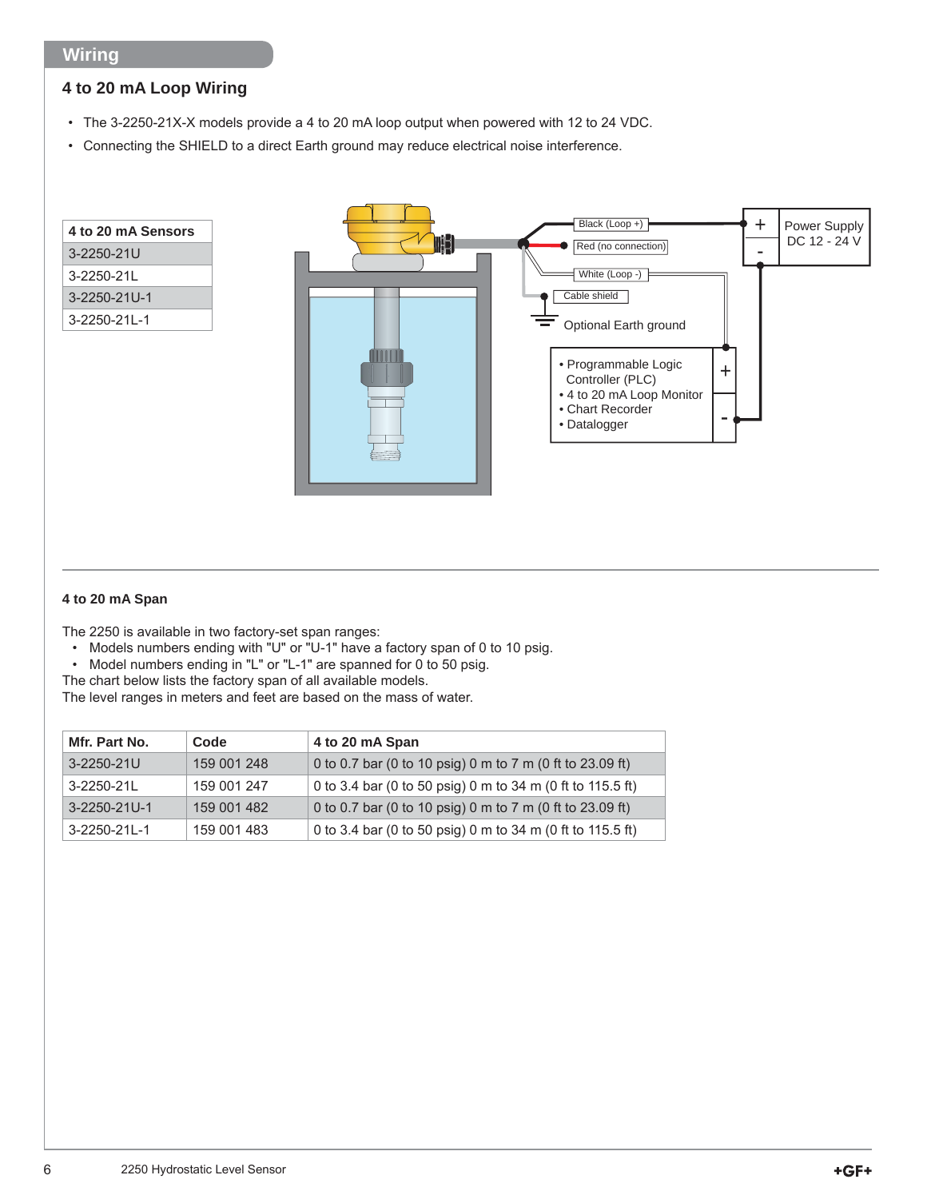## Wiring

### 4 to 20 mA Loop Wiring

- The 3-2250-21X-X models provide a 4 to 20 mA loop output when powered with 12 to 24 VDC.
- Connecting the SHIELD to a direct Earth ground may reduce electrical noise interference.

| 4 to 20 mA Sensors |
|---|
| 3-2250-21U |
| 3-2250-21L |
| 3-2250-21U-1 |
| 3-2250-21L-1 |

Black (Loop +)

Red (no connection)

White (Loop -)

Cable shield

Optional Earth ground

Power Supply DC 12 - 24 V

- Programmable Logic Controller (PLC)
- 4 to 20 mA Loop Monitor
- Chart Recorder
- Datalogger

#### 4 to 20 mA Span

The 2250 is available in two factory-set span ranges:

- Models numbers ending with "U" or "U-1" have a factory span of 0 to 10 psig.
- Model numbers ending in "L" or "L-1" are spanned for 0 to 50 psig.

The chart below lists the factory span of all available models.
The level ranges in meters and feet are based on the mass of water.

| Mfr. Part No. | Code | 4 to 20 mA Span |
|---|---|---|
| 3-2250-21U | 159 001 248 | 0 to 0.7 bar (0 to 10 psig) 0 m to 7 m (0 ft to 23.09 ft) |
| 3-2250-21L | 159 001 247 | 0 to 3.4 bar (0 to 50 psig) 0 m to 34 m (0 ft to 115.5 ft) |
| 3-2250-21U-1 | 159 001 482 | 0 to 0.7 bar (0 to 10 psig) 0 m to 7 m (0 ft to 23.09 ft) |
| 3-2250-21L-1 | 159 001 483 | 0 to 3.4 bar (0 to 50 psig) 0 m to 34 m (0 ft to 115.5 ft) |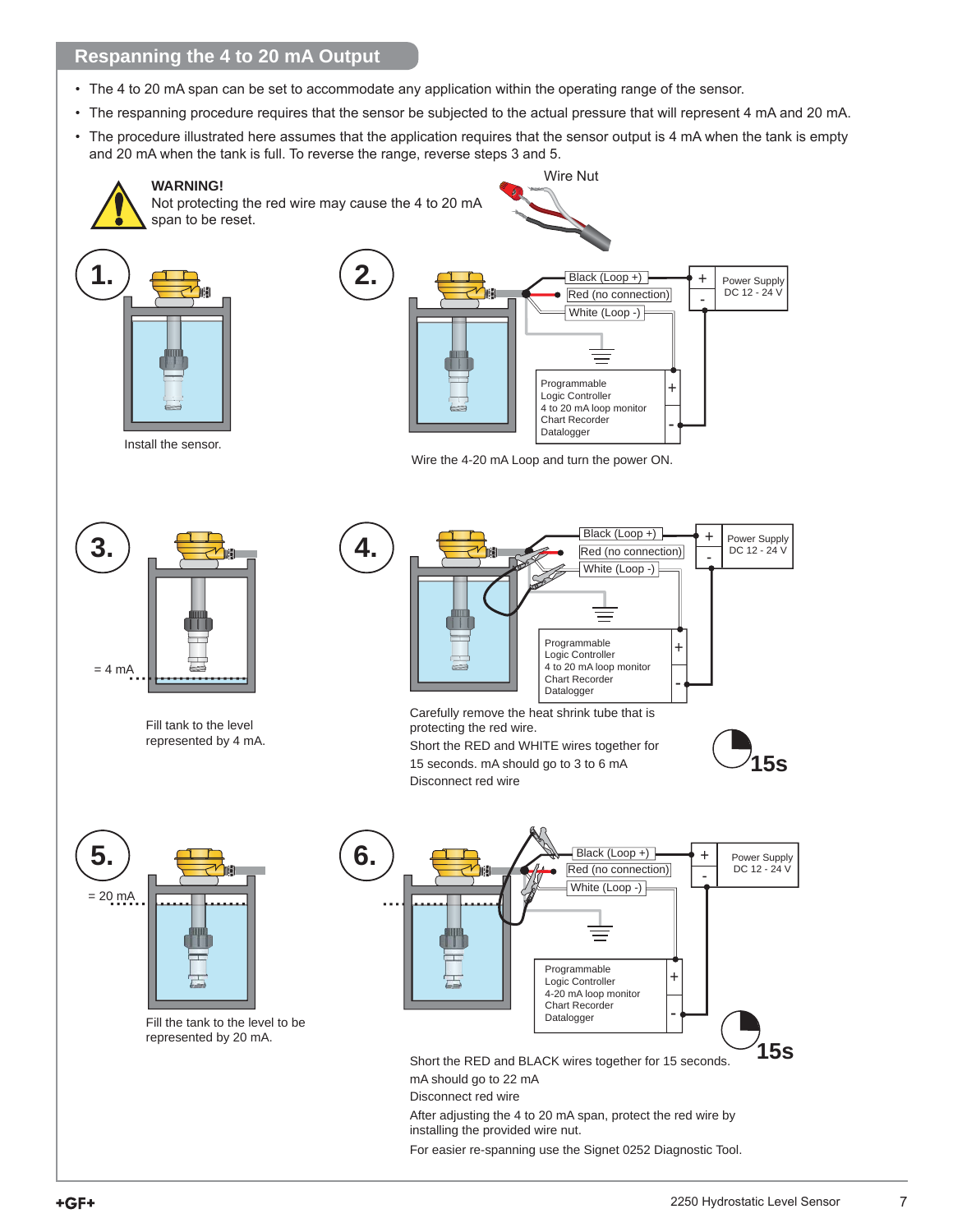## Respanning the 4 to 20 mA Output

- The 4 to 20 mA span can be set to accommodate any application within the operating range of the sensor.
- The respanning procedure requires that the sensor be subjected to the actual pressure that will represent 4 mA and 20 mA.
- The procedure illustrated here assumes that the application requires that the sensor output is 4 mA when the tank is empty and 20 mA when the tank is full. To reverse the range, reverse steps 3 and 5.

**WARNING!**
Not protecting the red wire may cause the 4 to 20 mA span to be reset.

Wire Nut

**1.** Install the sensor.

**2.** Wire the 4-20 mA Loop and turn the power ON.

Black (Loop +)
Red (no connection)
White (Loop -)

Power Supply DC 12 - 24 V

Programmable Logic Controller
4 to 20 mA loop monitor
Chart Recorder
Datalogger

**3.** Fill tank to the level represented by 4 mA.

= 4 mA

**4.** Carefully remove the heat shrink tube that is protecting the red wire.
Short the RED and WHITE wires together for 15 seconds. mA should go to 3 to 6 mA
Disconnect red wire

15s

**5.** Fill the tank to the level to be represented by 20 mA.

= 20 mA

**6.** Short the RED and BLACK wires together for 15 seconds.
mA should go to 22 mA
Disconnect red wire
After adjusting the 4 to 20 mA span, protect the red wire by installing the provided wire nut.
For easier re-spanning use the Signet 0252 Diagnostic Tool.

15s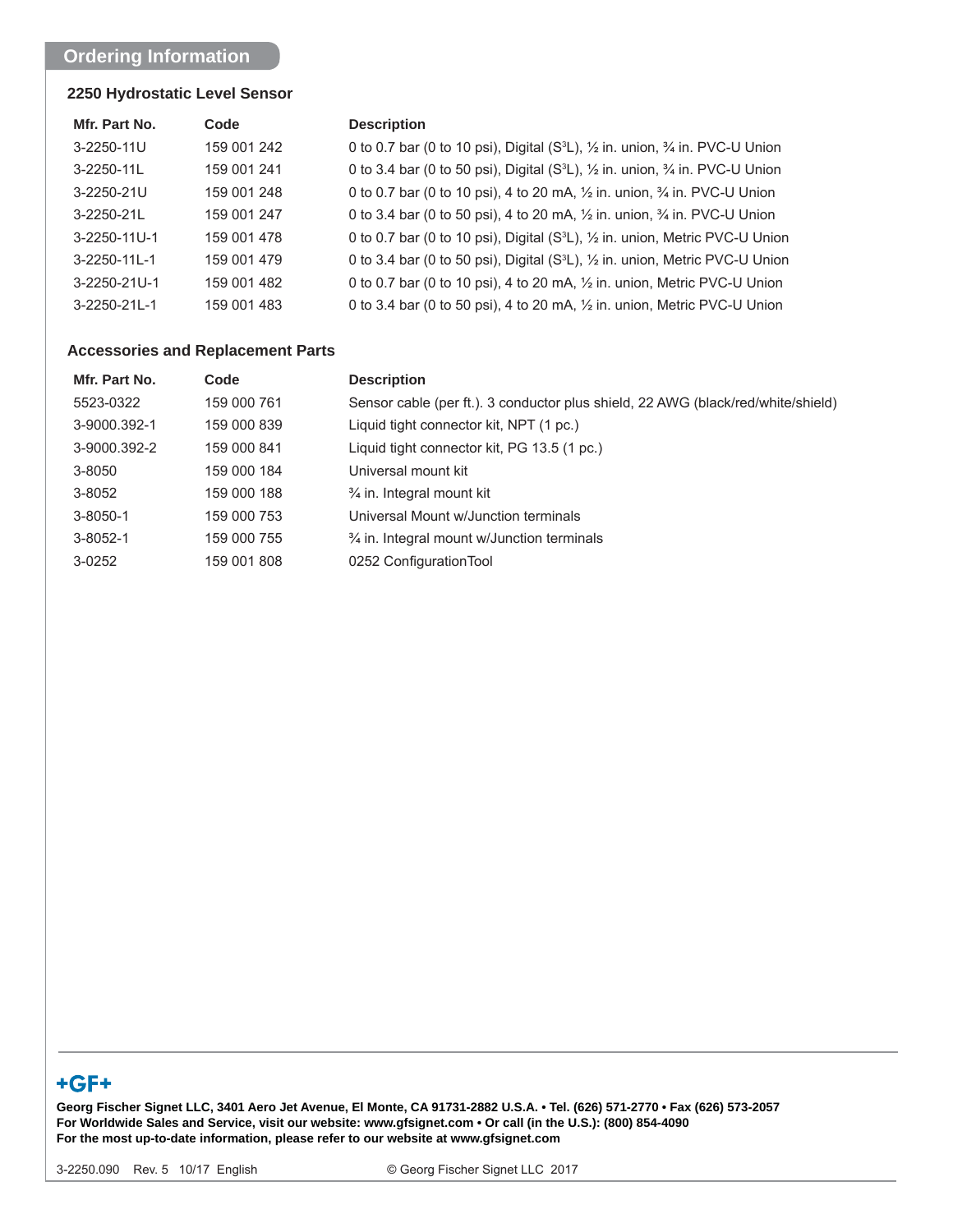## Ordering Information

### 2250 Hydrostatic Level Sensor

| Mfr. Part No. | Code | Description |
|---|---|---|
| 3-2250-11U | 159 001 242 | 0 to 0.7 bar (0 to 10 psi), Digital ($S^3L$), ½ in. union, ¾ in. PVC-U Union |
| 3-2250-11L | 159 001 241 | 0 to 3.4 bar (0 to 50 psi), Digital ($S^3L$), ½ in. union, ¾ in. PVC-U Union |
| 3-2250-21U | 159 001 248 | 0 to 0.7 bar (0 to 10 psi), 4 to 20 mA, ½ in. union, ¾ in. PVC-U Union |
| 3-2250-21L | 159 001 247 | 0 to 3.4 bar (0 to 50 psi), 4 to 20 mA, ½ in. union, ¾ in. PVC-U Union |
| 3-2250-11U-1 | 159 001 478 | 0 to 0.7 bar (0 to 10 psi), Digital ($S^3L$), ½ in. union, Metric PVC-U Union |
| 3-2250-11L-1 | 159 001 479 | 0 to 3.4 bar (0 to 50 psi), Digital ($S^3L$), ½ in. union, Metric PVC-U Union |
| 3-2250-21U-1 | 159 001 482 | 0 to 0.7 bar (0 to 10 psi), 4 to 20 mA, ½ in. union, Metric PVC-U Union |
| 3-2250-21L-1 | 159 001 483 | 0 to 3.4 bar (0 to 50 psi), 4 to 20 mA, ½ in. union, Metric PVC-U Union |

### Accessories and Replacement Parts

| Mfr. Part No. | Code | Description |
|---|---|---|
| 5523-0322 | 159 000 761 | Sensor cable (per ft.). 3 conductor plus shield, 22 AWG (black/red/white/shield) |
| 3-9000.392-1 | 159 000 839 | Liquid tight connector kit, NPT (1 pc.) |
| 3-9000.392-2 | 159 000 841 | Liquid tight connector kit, PG 13.5 (1 pc.) |
| 3-8050 | 159 000 184 | Universal mount kit |
| 3-8052 | 159 000 188 | ¾ in. Integral mount kit |
| 3-8050-1 | 159 000 753 | Universal Mount w/Junction terminals |
| 3-8052-1 | 159 000 755 | ¾ in. Integral mount w/Junction terminals |
| 3-0252 | 159 001 808 | 0252 ConfigurationTool |

+GF+

**Georg Fischer Signet LLC, 3401 Aero Jet Avenue, El Monte, CA 91731-2882 U.S.A. • Tel. (626) 571-2770 • Fax (626) 573-2057**
**For Worldwide Sales and Service, visit our website: www.gfsignet.com • Or call (in the U.S.): (800) 854-4090**
**For the most up-to-date information, please refer to our website at www.gfsignet.com**

3-2250.090 Rev. 5 10/17 English © Georg Fischer Signet LLC 2017